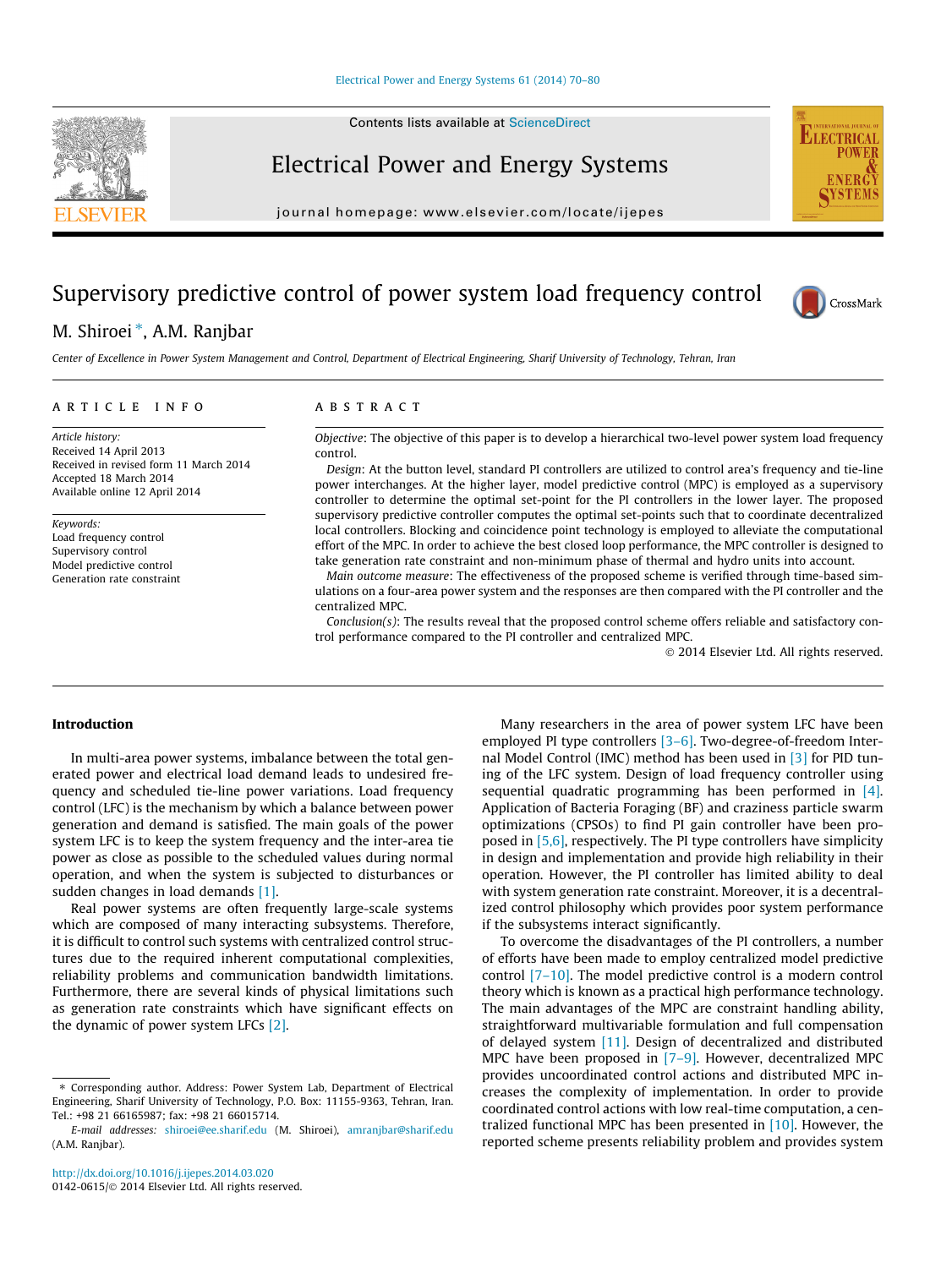# Supervisory predictive control of power system load frequency control

M. Shiroei *, A.M. Ranjbar

*Center of Excellence in Power System Management and Control, Department of Electrical Engineering, Sharif University of Technology, Tehran, Iran*

## ARTICLE INFO

*Article history:*
Received 14 April 2013
Received in revised form 11 March 2014
Accepted 18 March 2014
Available online 12 April 2014

*Keywords:*
Load frequency control
Supervisory control
Model predictive control
Generation rate constraint

## ABSTRACT

*Objective*: The objective of this paper is to develop a hierarchical two-level power system load frequency control.

*Design*: At the button level, standard PI controllers are utilized to control area's frequency and tie-line power interchanges. At the higher layer, model predictive control (MPC) is employed as a supervisory controller to determine the optimal set-point for the PI controllers in the lower layer. The proposed supervisory predictive controller computes the optimal set-points such that to coordinate decentralized local controllers. Blocking and coincidence point technology is employed to alleviate the computational effort of the MPC. In order to achieve the best closed loop performance, the MPC controller is designed to take generation rate constraint and non-minimum phase of thermal and hydro units into account.

*Main outcome measure*: The effectiveness of the proposed scheme is verified through time-based simulations on a four-area power system and the responses are then compared with the PI controller and the centralized MPC.

*Conclusion(s)*: The results reveal that the proposed control scheme offers reliable and satisfactory control performance compared to the PI controller and centralized MPC.

© 2014 Elsevier Ltd. All rights reserved.

## Introduction

In multi-area power systems, imbalance between the total generated power and electrical load demand leads to undesired frequency and scheduled tie-line power variations. Load frequency control (LFC) is the mechanism by which a balance between power generation and demand is satisfied. The main goals of the power system LFC is to keep the system frequency and the inter-area tie power as close as possible to the scheduled values during normal operation, and when the system is subjected to disturbances or sudden changes in load demands [1].

Real power systems are often frequently large-scale systems which are composed of many interacting subsystems. Therefore, it is difficult to control such systems with centralized control structures due to the required inherent computational complexities, reliability problems and communication bandwidth limitations. Furthermore, there are several kinds of physical limitations such as generation rate constraints which have significant effects on the dynamic of power system LFCs [2].

Many researchers in the area of power system LFC have been employed PI type controllers [3–6]. Two-degree-of-freedom Internal Model Control (IMC) method has been used in [3] for PID tuning of the LFC system. Design of load frequency controller using sequential quadratic programming has been performed in [4]. Application of Bacteria Foraging (BF) and craziness particle swarm optimizations (CPSOs) to find PI gain controller have been proposed in [5,6], respectively. The PI type controllers have simplicity in design and implementation and provide high reliability in their operation. However, the PI controller has limited ability to deal with system generation rate constraint. Moreover, it is a decentralized control philosophy which provides poor system performance if the subsystems interact significantly.

To overcome the disadvantages of the PI controllers, a number of efforts have been made to employ centralized model predictive control [7–10]. The model predictive control is a modern control theory which is known as a practical high performance technology. The main advantages of the MPC are constraint handling ability, straightforward multivariable formulation and full compensation of delayed system [11]. Design of decentralized and distributed MPC have been proposed in [7–9]. However, decentralized MPC provides uncoordinated control actions and distributed MPC increases the complexity of implementation. In order to provide coordinated control actions with low real-time computation, a centralized functional MPC has been presented in [10]. However, the reported scheme presents reliability problem and provides system

* Corresponding author. Address: Power System Lab, Department of Electrical Engineering, Sharif University of Technology, P.O. Box: 11155-9363, Tehran, Iran. Tel.: +98 21 66165987; fax: +98 21 66015714.

*E-mail addresses:* shiroei@ee.sharif.edu (M. Shiroei), amranjbar@sharif.edu (A.M. Ranjbar).

http://dx.doi.org/10.1016/j.ijepes.2014.03.020
0142-0615/© 2014 Elsevier Ltd. All rights reserved.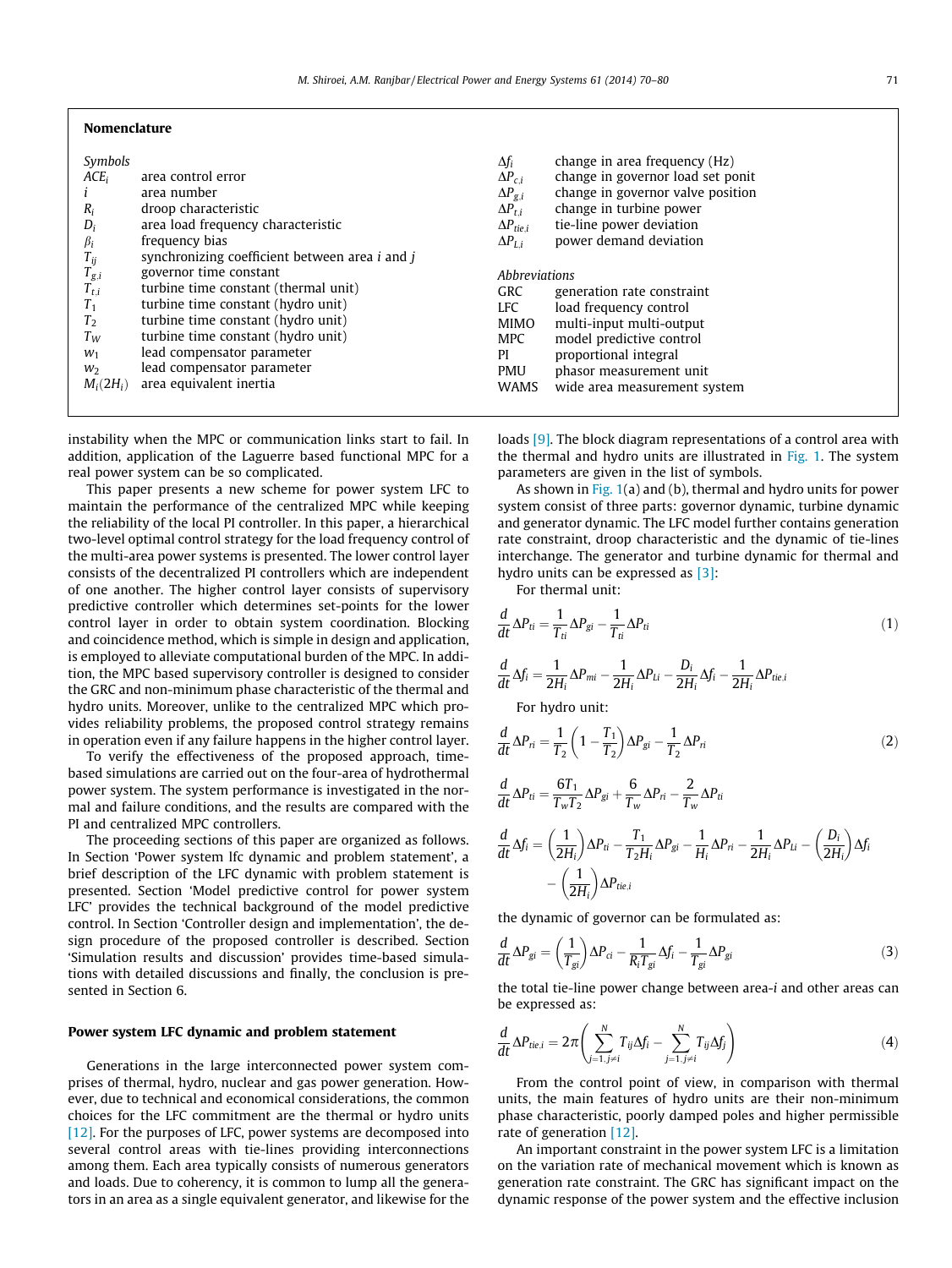## Nomenclature

*Symbols*

| | |
|---|---|
| $ACE_i$ | area control error |
| $i$ | area number |
| $R_i$ | droop characteristic |
| $D_i$ | area load frequency characteristic |
| $\beta_i$ | frequency bias |
| $T_{ij}$ | synchronizing coefficient between area $i$ and $j$ |
| $T_{g,i}$ | governor time constant |
| $T_{t,i}$ | turbine time constant (thermal unit) |
| $T_1$ | turbine time constant (hydro unit) |
| $T_2$ | turbine time constant (hydro unit) |
| $T_W$ | turbine time constant (hydro unit) |
| $w_1$ | lead compensator parameter |
| $w_2$ | lead compensator parameter |
| $M_i(2H_i)$ | area equivalent inertia |
| $\Delta f_i$ | change in area frequency (Hz) |
| $\Delta P_{c,i}$ | change in governor load set ponit |
| $\Delta P_{g,i}$ | change in governor valve position |
| $\Delta P_{t,i}$ | change in turbine power |
| $\Delta P_{tie,i}$ | tie-line power deviation |
| $\Delta P_{L,i}$ | power demand deviation |

*Abbreviations*

| | |
|---|---|
| GRC | generation rate constraint |
| LFC | load frequency control |
| MIMO | multi-input multi-output |
| MPC | model predictive control |
| PI | proportional integral |
| PMU | phasor measurement unit |
| WAMS | wide area measurement system |

instability when the MPC or communication links start to fail. In addition, application of the Laguerre based functional MPC for a real power system can be so complicated.

This paper presents a new scheme for power system LFC to maintain the performance of the centralized MPC while keeping the reliability of the local PI controller. In this paper, a hierarchical two-level optimal control strategy for the load frequency control of the multi-area power systems is presented. The lower control layer consists of the decentralized PI controllers which are independent of one another. The higher control layer consists of supervisory predictive controller which determines set-points for the lower control layer in order to obtain system coordination. Blocking and coincidence method, which is simple in design and application, is employed to alleviate computational burden of the MPC. In addition, the MPC based supervisory controller is designed to consider the GRC and non-minimum phase characteristic of the thermal and hydro units. Moreover, unlike to the centralized MPC which provides reliability problems, the proposed control strategy remains in operation even if any failure happens in the higher control layer.

To verify the effectiveness of the proposed approach, time-based simulations are carried out on the four-area of hydrothermal power system. The system performance is investigated in the normal and failure conditions, and the results are compared with the PI and centralized MPC controllers.

The proceeding sections of this paper are organized as follows. In Section 'Power system lfc dynamic and problem statement', a brief description of the LFC dynamic with problem statement is presented. Section 'Model predictive control for power system LFC' provides the technical background of the model predictive control. In Section 'Controller design and implementation', the design procedure of the proposed controller is described. Section 'Simulation results and discussion' provides time-based simulations with detailed discussions and finally, the conclusion is presented in Section 6.

## Power system LFC dynamic and problem statement

Generations in the large interconnected power system comprises of thermal, hydro, nuclear and gas power generation. However, due to technical and economical considerations, the common choices for the LFC commitment are the thermal or hydro units [12]. For the purposes of LFC, power systems are decomposed into several control areas with tie-lines providing interconnections among them. Each area typically consists of numerous generators and loads. Due to coherency, it is common to lump all the generators in an area as a single equivalent generator, and likewise for the loads [9]. The block diagram representations of a control area with the thermal and hydro units are illustrated in Fig. 1. The system parameters are given in the list of symbols.

As shown in Fig. 1(a) and (b), thermal and hydro units for power system consist of three parts: governor dynamic, turbine dynamic and generator dynamic. The LFC model further contains generation rate constraint, droop characteristic and the dynamic of tie-lines interchange. The generator and turbine dynamic for thermal and hydro units can be expressed as [3]:

For thermal unit:

$$\frac{d}{dt}\Delta P_{ti} = \frac{1}{T_{ti}}\Delta P_{gi} - \frac{1}{T_{ti}}\Delta P_{ti} \tag{1}$$

$$\frac{d}{dt}\Delta f_i = \frac{1}{2H_i}\Delta P_{mi} - \frac{1}{2H_i}\Delta P_{Li} - \frac{D_i}{2H_i}\Delta f_i - \frac{1}{2H_i}\Delta P_{tie,i}$$

For hydro unit:

$$\frac{d}{dt}\Delta P_{ri} = \frac{1}{T_2}\left(1 - \frac{T_1}{T_2}\right)\Delta P_{gi} - \frac{1}{T_2}\Delta P_{ri} \tag{2}$$

$$\frac{d}{dt}\Delta P_{ti} = \frac{6T_1}{T_w T_2}\Delta P_{gi} + \frac{6}{T_w}\Delta P_{ri} - \frac{2}{T_w}\Delta P_{ti}$$

$$\frac{d}{dt}\Delta f_i = \left(\frac{1}{2H_i}\right)\Delta P_{ti} - \frac{T_1}{T_2 H_i}\Delta P_{gi} - \frac{1}{H_i}\Delta P_{ri} - \frac{1}{2H_i}\Delta P_{Li} - \left(\frac{D_i}{2H_i}\right)\Delta f_i - \left(\frac{1}{2H_i}\right)\Delta P_{tie,i}$$

the dynamic of governor can be formulated as:

$$\frac{d}{dt}\Delta P_{gi} = \left(\frac{1}{T_{gi}}\right)\Delta P_{ci} - \frac{1}{R_i T_{gi}}\Delta f_i - \frac{1}{T_{gi}}\Delta P_{gi} \tag{3}$$

the total tie-line power change between area-$i$ and other areas can be expressed as:

$$\frac{d}{dt}\Delta P_{tie,i} = 2\pi\left(\sum_{j=1, j\neq i}^{N} T_{ij}\Delta f_i - \sum_{j=1, j\neq i}^{N} T_{ij}\Delta f_j\right) \tag{4}$$

From the control point of view, in comparison with thermal units, the main features of hydro units are their non-minimum phase characteristic, poorly damped poles and higher permissible rate of generation [12].

An important constraint in the power system LFC is a limitation on the variation rate of mechanical movement which is known as generation rate constraint. The GRC has significant impact on the dynamic response of the power system and the effective inclusion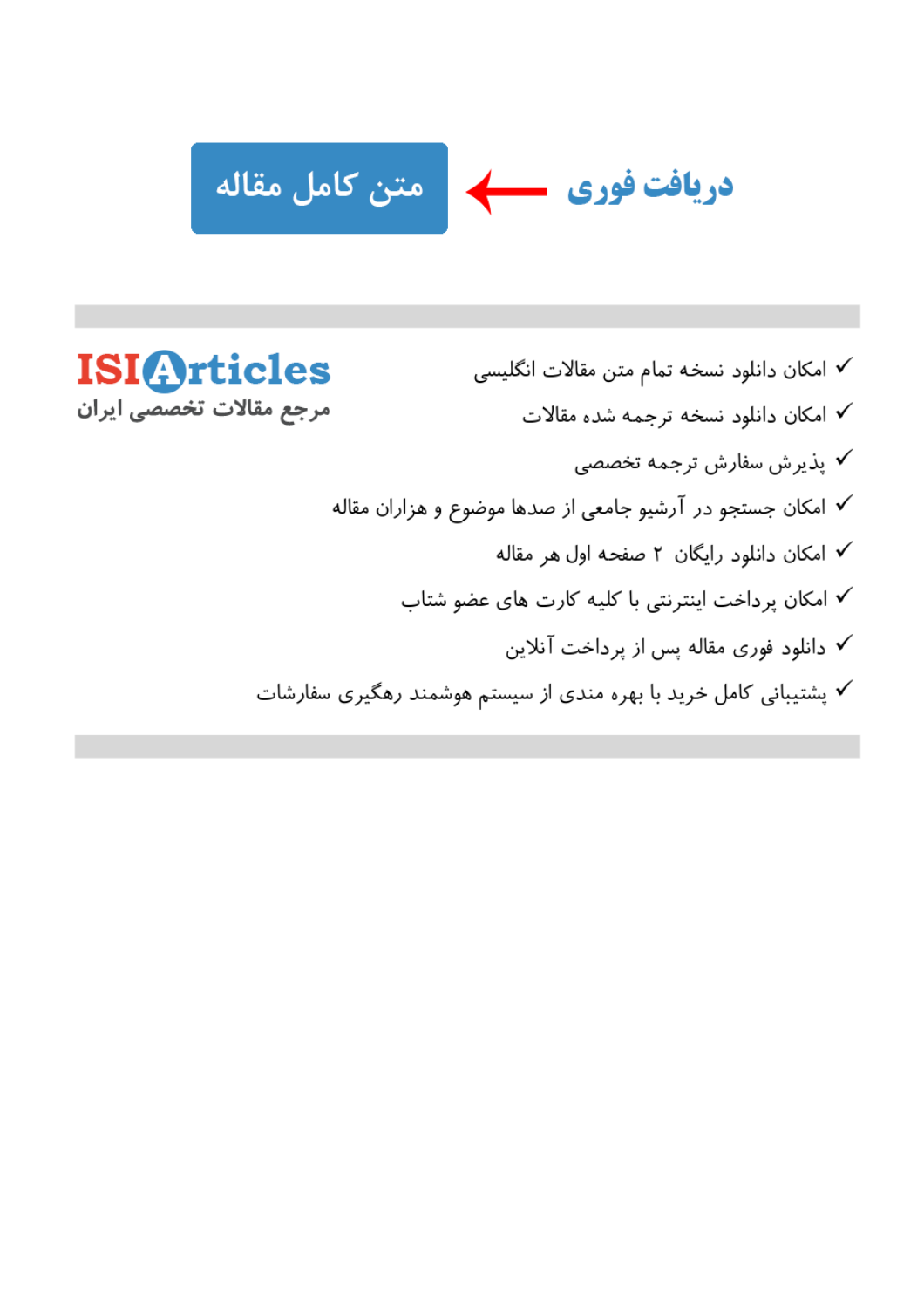متن کامل مقاله ← دریافت فوری

ISIArticles
مرجع مقالات تخصصی ایران

- ✓ امکان دانلود نسخه تمام متن مقالات انگلیسی
- ✓ امکان دانلود نسخه ترجمه شده مقالات
- ✓ پذیرش سفارش ترجمه تخصصی
- ✓ امکان جستجو در آرشیو جامعی از صدها موضوع و هزاران مقاله
- ✓ امکان دانلود رایگان ۲ صفحه اول هر مقاله
- ✓ امکان پرداخت اینترنتی با کلیه کارت های عضو شتاب
- ✓ دانلود فوری مقاله پس از پرداخت آنلاین
- ✓ پشتیبانی کامل خرید با بهره مندی از سیستم هوشمند رهگیری سفارشات